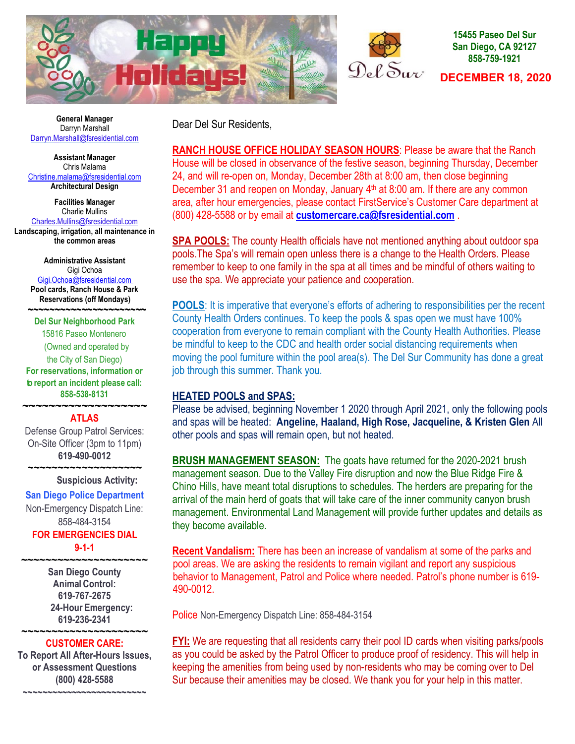# Happy Holidays!

Del Sur

**15455 Paseo Del Sur**
**San Diego, CA 92127**
**858-759-1921**

**DECEMBER 18, 2020**

**General Manager**
Darryn Marshall
Darryn.Marshall@fsresidential.com

**Assistant Manager**
Chris Malama
Christine.malama@fsresidential.com
**Architectural Design**

**Facilities Manager**
Charlie Mullins
Charles.Mullins@fsresidential.com
**Landscaping, irrigation, all maintenance in the common areas**

**Administrative Assistant**
Gigi Ochoa
Gigi.Ochoa@fsresidential.com
**Pool cards, Ranch House & Park Reservations (off Mondays)**

~~~~~~~~~~~~~~~~~~~~~~

**Del Sur Neighborhood Park**
15816 Paseo Montenero
(Owned and operated by the City of San Diego)
**For reservations, information or to report an incident please call: 858-538-8131**

~~~~~~~~~~~~~~~~~~~~~~

**ATLAS**
Defense Group Patrol Services:
On-Site Officer (3pm to 11pm)
**619-490-0012**

~~~~~~~~~~~~~~~~~~~~~~

**Suspicious Activity:**
**San Diego Police Department**
Non-Emergency Dispatch Line:
858-484-3154
**FOR EMERGENCIES DIAL 9-1-1**

~~~~~~~~~~~~~~~~~~~~~~

**San Diego County Animal Control:**
**619-767-2675**
**24-Hour Emergency:**
**619-236-2341**

~~~~~~~~~~~~~~~~~~~~~~

**CUSTOMER CARE:**
**To Report All After-Hours Issues, or Assessment Questions**
**(800) 428-5588**

~~~~~~~~~~~~~~~~~~~~~~

Dear Del Sur Residents,

**RANCH HOUSE OFFICE HOLIDAY SEASON HOURS**: Please be aware that the Ranch House will be closed in observance of the festive season, beginning Thursday, December 24, and will re-open on, Monday, December 28th at 8:00 am, then close beginning December 31 and reopen on Monday, January 4th at 8:00 am. If there are any common area, after hour emergencies, please contact FirstService's Customer Care department at (800) 428-5588 or by email at **customercare.ca@fsresidential.com** .

**SPA POOLS:** The county Health officials have not mentioned anything about outdoor spa pools.The Spa's will remain open unless there is a change to the Health Orders. Please remember to keep to one family in the spa at all times and be mindful of others waiting to use the spa. We appreciate your patience and cooperation.

**POOLS**: It is imperative that everyone's efforts of adhering to responsibilities per the recent County Health Orders continues. To keep the pools & spas open we must have 100% cooperation from everyone to remain compliant with the County Health Authorities. Please be mindful to keep to the CDC and health order social distancing requirements when moving the pool furniture within the pool area(s). The Del Sur Community has done a great job through this summer. Thank you.

**HEATED POOLS and SPAS:**
Please be advised, beginning November 1 2020 through April 2021, only the following pools and spas will be heated: **Angeline, Haaland, High Rose, Jacqueline, & Kristen Glen** All other pools and spas will remain open, but not heated.

**BRUSH MANAGEMENT SEASON:** The goats have returned for the 2020-2021 brush management season. Due to the Valley Fire disruption and now the Blue Ridge Fire & Chino Hills, have meant total disruptions to schedules. The herders are preparing for the arrival of the main herd of goats that will take care of the inner community canyon brush management. Environmental Land Management will provide further updates and details as they become available.

**Recent Vandalism:** There has been an increase of vandalism at some of the parks and pool areas. We are asking the residents to remain vigilant and report any suspicious behavior to Management, Patrol and Police where needed. Patrol's phone number is 619-490-0012.

Police Non-Emergency Dispatch Line: 858-484-3154

**FYI:** We are requesting that all residents carry their pool ID cards when visiting parks/pools as you could be asked by the Patrol Officer to produce proof of residency. This will help in keeping the amenities from being used by non-residents who may be coming over to Del Sur because their amenities may be closed. We thank you for your help in this matter.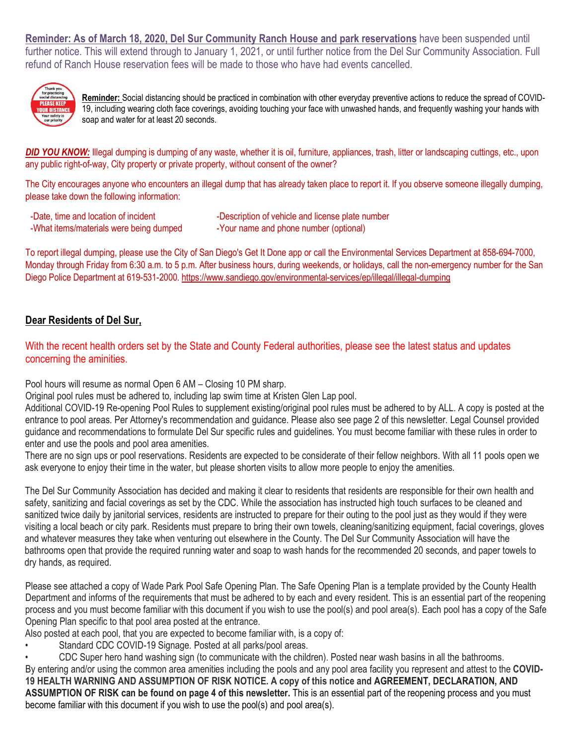**Reminder: As of March 18, 2020, Del Sur Community Ranch House and park reservations** have been suspended until further notice. This will extend through to January 1, 2021, or until further notice from the Del Sur Community Association. Full refund of Ranch House reservation fees will be made to those who have had events cancelled.

**Reminder:** Social distancing should be practiced in combination with other everyday preventive actions to reduce the spread of COVID-19, including wearing cloth face coverings, avoiding touching your face with unwashed hands, and frequently washing your hands with soap and water for at least 20 seconds.

***DID YOU KNOW:*** Illegal dumping is dumping of any waste, whether it is oil, furniture, appliances, trash, litter or landscaping cuttings, etc., upon any public right-of-way, City property or private property, without consent of the owner?

The City encourages anyone who encounters an illegal dump that has already taken place to report it. If you observe someone illegally dumping, please take down the following information:

- -Date, time and location of incident
- -What items/materials were being dumped
- -Description of vehicle and license plate number
- -Your name and phone number (optional)

To report illegal dumping, please use the City of San Diego's Get It Done app or call the Environmental Services Department at 858-694-7000, Monday through Friday from 6:30 a.m. to 5 p.m. After business hours, during weekends, or holidays, call the non-emergency number for the San Diego Police Department at 619-531-2000. https://www.sandiego.gov/environmental-services/ep/illegal/illegal-dumping

**Dear Residents of Del Sur,**

With the recent health orders set by the State and County Federal authorities, please see the latest status and updates concerning the aminities.

Pool hours will resume as normal Open 6 AM – Closing 10 PM sharp.
Original pool rules must be adhered to, including lap swim time at Kristen Glen Lap pool.
Additional COVID-19 Re-opening Pool Rules to supplement existing/original pool rules must be adhered to by ALL. A copy is posted at the entrance to pool areas. Per Attorney's recommendation and guidance. Please also see page 2 of this newsletter. Legal Counsel provided guidance and recommendations to formulate Del Sur specific rules and guidelines. You must become familiar with these rules in order to enter and use the pools and pool area amenities.
There are no sign ups or pool reservations. Residents are expected to be considerate of their fellow neighbors. With all 11 pools open we ask everyone to enjoy their time in the water, but please shorten visits to allow more people to enjoy the amenities.

The Del Sur Community Association has decided and making it clear to residents that residents are responsible for their own health and safety, sanitizing and facial coverings as set by the CDC. While the association has instructed high touch surfaces to be cleaned and sanitized twice daily by janitorial services, residents are instructed to prepare for their outing to the pool just as they would if they were visiting a local beach or city park. Residents must prepare to bring their own towels, cleaning/sanitizing equipment, facial coverings, gloves and whatever measures they take when venturing out elsewhere in the County. The Del Sur Community Association will have the bathrooms open that provide the required running water and soap to wash hands for the recommended 20 seconds, and paper towels to dry hands, as required.

Please see attached a copy of Wade Park Pool Safe Opening Plan. The Safe Opening Plan is a template provided by the County Health Department and informs of the requirements that must be adhered to by each and every resident. This is an essential part of the reopening process and you must become familiar with this document if you wish to use the pool(s) and pool area(s). Each pool has a copy of the Safe Opening Plan specific to that pool area posted at the entrance.
Also posted at each pool, that you are expected to become familiar with, is a copy of:

- Standard CDC COVID-19 Signage. Posted at all parks/pool areas.
- CDC Super hero hand washing sign (to communicate with the children). Posted near wash basins in all the bathrooms.

By entering and/or using the common area amenities including the pools and any pool area facility you represent and attest to the **COVID-19 HEALTH WARNING AND ASSUMPTION OF RISK NOTICE. A copy of this notice and AGREEMENT, DECLARATION, AND ASSUMPTION OF RISK can be found on page 4 of this newsletter.** This is an essential part of the reopening process and you must become familiar with this document if you wish to use the pool(s) and pool area(s).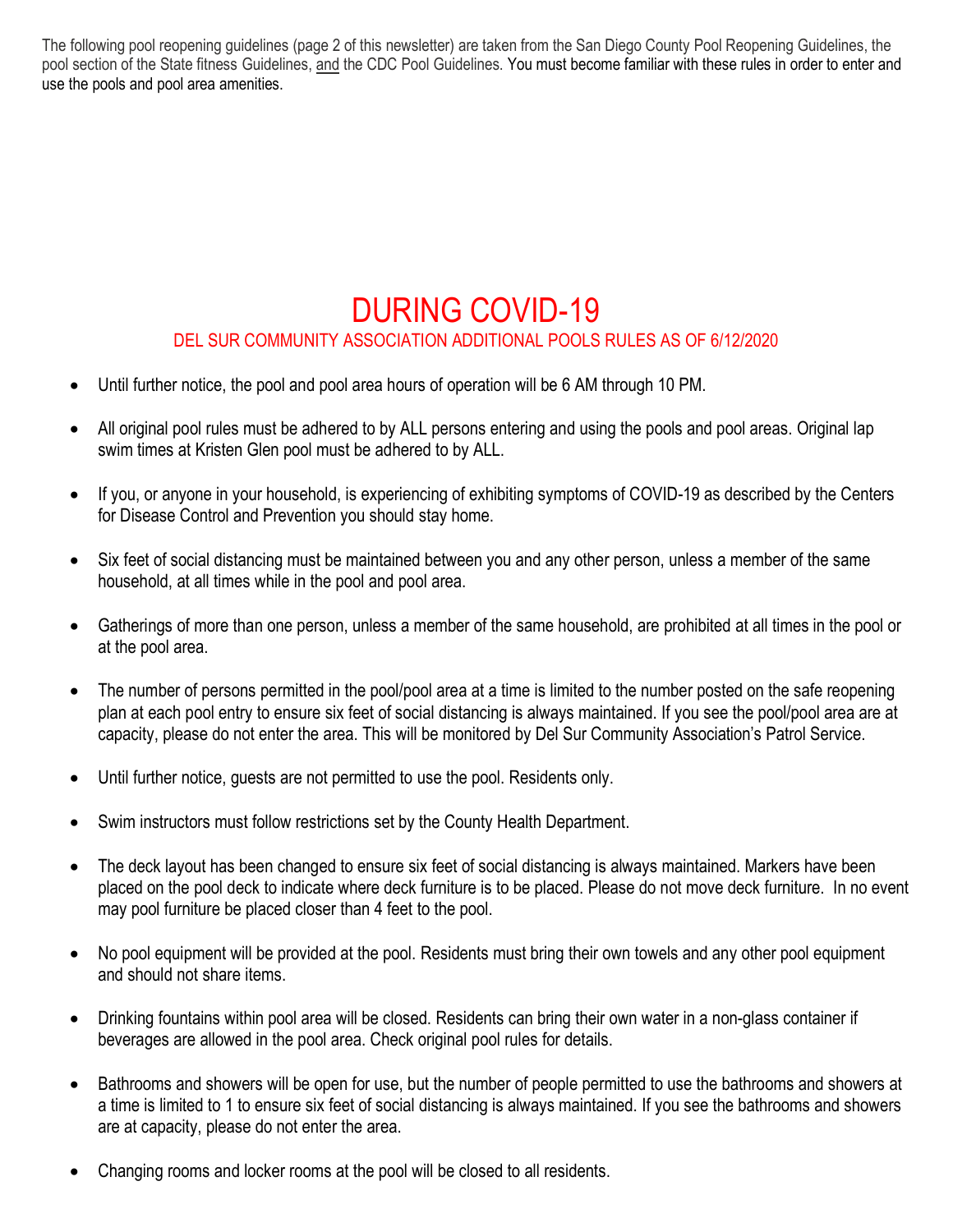The following pool reopening guidelines (page 2 of this newsletter) are taken from the San Diego County Pool Reopening Guidelines, the pool section of the State fitness Guidelines, and the CDC Pool Guidelines. You must become familiar with these rules in order to enter and use the pools and pool area amenities.

# DURING COVID-19

## DEL SUR COMMUNITY ASSOCIATION ADDITIONAL POOLS RULES AS OF 6/12/2020

- Until further notice, the pool and pool area hours of operation will be 6 AM through 10 PM.
- All original pool rules must be adhered to by ALL persons entering and using the pools and pool areas. Original lap swim times at Kristen Glen pool must be adhered to by ALL.
- If you, or anyone in your household, is experiencing of exhibiting symptoms of COVID-19 as described by the Centers for Disease Control and Prevention you should stay home.
- Six feet of social distancing must be maintained between you and any other person, unless a member of the same household, at all times while in the pool and pool area.
- Gatherings of more than one person, unless a member of the same household, are prohibited at all times in the pool or at the pool area.
- The number of persons permitted in the pool/pool area at a time is limited to the number posted on the safe reopening plan at each pool entry to ensure six feet of social distancing is always maintained. If you see the pool/pool area are at capacity, please do not enter the area. This will be monitored by Del Sur Community Association's Patrol Service.
- Until further notice, guests are not permitted to use the pool. Residents only.
- Swim instructors must follow restrictions set by the County Health Department.
- The deck layout has been changed to ensure six feet of social distancing is always maintained. Markers have been placed on the pool deck to indicate where deck furniture is to be placed. Please do not move deck furniture. In no event may pool furniture be placed closer than 4 feet to the pool.
- No pool equipment will be provided at the pool. Residents must bring their own towels and any other pool equipment and should not share items.
- Drinking fountains within pool area will be closed. Residents can bring their own water in a non-glass container if beverages are allowed in the pool area. Check original pool rules for details.
- Bathrooms and showers will be open for use, but the number of people permitted to use the bathrooms and showers at a time is limited to 1 to ensure six feet of social distancing is always maintained. If you see the bathrooms and showers are at capacity, please do not enter the area.
- Changing rooms and locker rooms at the pool will be closed to all residents.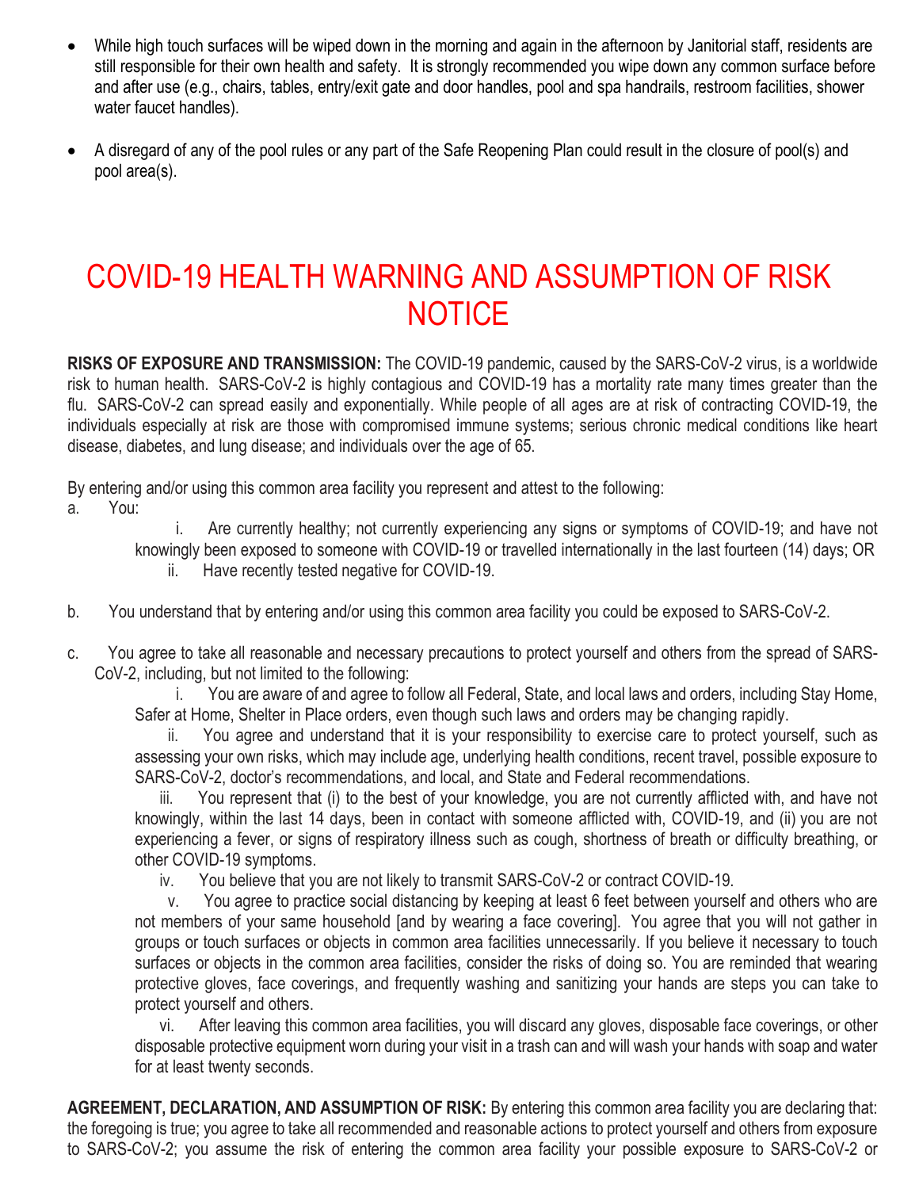- While high touch surfaces will be wiped down in the morning and again in the afternoon by Janitorial staff, residents are still responsible for their own health and safety. It is strongly recommended you wipe down any common surface before and after use (e.g., chairs, tables, entry/exit gate and door handles, pool and spa handrails, restroom facilities, shower water faucet handles).

- A disregard of any of the pool rules or any part of the Safe Reopening Plan could result in the closure of pool(s) and pool area(s).

# COVID-19 HEALTH WARNING AND ASSUMPTION OF RISK NOTICE

**RISKS OF EXPOSURE AND TRANSMISSION:** The COVID-19 pandemic, caused by the SARS-CoV-2 virus, is a worldwide risk to human health. SARS-CoV-2 is highly contagious and COVID-19 has a mortality rate many times greater than the flu. SARS-CoV-2 can spread easily and exponentially. While people of all ages are at risk of contracting COVID-19, the individuals especially at risk are those with compromised immune systems; serious chronic medical conditions like heart disease, diabetes, and lung disease; and individuals over the age of 65.

By entering and/or using this common area facility you represent and attest to the following:

a. You:

  i. Are currently healthy; not currently experiencing any signs or symptoms of COVID-19; and have not knowingly been exposed to someone with COVID-19 or travelled internationally in the last fourteen (14) days; OR

  ii. Have recently tested negative for COVID-19.

b. You understand that by entering and/or using this common area facility you could be exposed to SARS-CoV-2.

c. You agree to take all reasonable and necessary precautions to protect yourself and others from the spread of SARS-CoV-2, including, but not limited to the following:

  i. You are aware of and agree to follow all Federal, State, and local laws and orders, including Stay Home, Safer at Home, Shelter in Place orders, even though such laws and orders may be changing rapidly.

  ii. You agree and understand that it is your responsibility to exercise care to protect yourself, such as assessing your own risks, which may include age, underlying health conditions, recent travel, possible exposure to SARS-CoV-2, doctor's recommendations, and local, and State and Federal recommendations.

  iii. You represent that (i) to the best of your knowledge, you are not currently afflicted with, and have not knowingly, within the last 14 days, been in contact with someone afflicted with, COVID-19, and (ii) you are not experiencing a fever, or signs of respiratory illness such as cough, shortness of breath or difficulty breathing, or other COVID-19 symptoms.

  iv. You believe that you are not likely to transmit SARS-CoV-2 or contract COVID-19.

  v. You agree to practice social distancing by keeping at least 6 feet between yourself and others who are not members of your same household [and by wearing a face covering]. You agree that you will not gather in groups or touch surfaces or objects in common area facilities unnecessarily. If you believe it necessary to touch surfaces or objects in the common area facilities, consider the risks of doing so. You are reminded that wearing protective gloves, face coverings, and frequently washing and sanitizing your hands are steps you can take to protect yourself and others.

  vi. After leaving this common area facilities, you will discard any gloves, disposable face coverings, or other disposable protective equipment worn during your visit in a trash can and will wash your hands with soap and water for at least twenty seconds.

**AGREEMENT, DECLARATION, AND ASSUMPTION OF RISK:** By entering this common area facility you are declaring that: the foregoing is true; you agree to take all recommended and reasonable actions to protect yourself and others from exposure to SARS-CoV-2; you assume the risk of entering the common area facility your possible exposure to SARS-CoV-2 or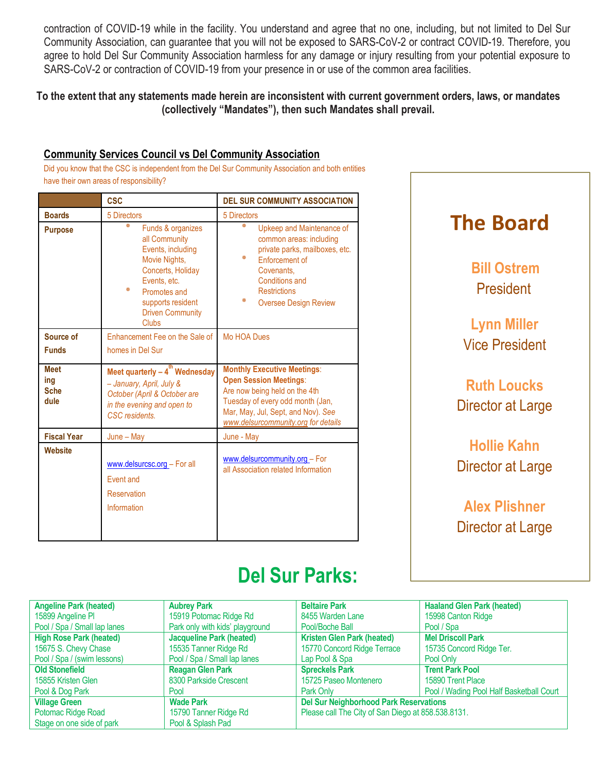contraction of COVID-19 while in the facility. You understand and agree that no one, including, but not limited to Del Sur Community Association, can guarantee that you will not be exposed to SARS-CoV-2 or contract COVID-19. Therefore, you agree to hold Del Sur Community Association harmless for any damage or injury resulting from your potential exposure to SARS-CoV-2 or contraction of COVID-19 from your presence in or use of the common area facilities.

**To the extent that any statements made herein are inconsistent with current government orders, laws, or mandates (collectively "Mandates"), then such Mandates shall prevail.**

## Community Services Council vs Del Community Association

Did you know that the CSC is independent from the Del Sur Community Association and both entities have their own areas of responsibility?

| | CSC | DEL SUR COMMUNITY ASSOCIATION |
|---|---|---|
| **Boards** | 5 Directors | 5 Directors |
| **Purpose** | * Funds & organizes all Community Events, including Movie Nights, Concerts, Holiday Events, etc.<br>* Promotes and supports resident Driven Community Clubs | * Upkeep and Maintenance of common areas: including private parks, mailboxes, etc.<br>* Enforcement of Covenants, Conditions and Restrictions<br>* Oversee Design Review |
| **Source of Funds** | Enhancement Fee on the Sale of homes in Del Sur | Mo HOA Dues |
| **Meeting Schedule** | **Meet quarterly – 4th Wednesday** *– January, April, July & October (April & October are in the evening and open to CSC residents.* | **Monthly Executive Meetings**:<br>**Open Session Meetings**: Are now being held on the 4th Tuesday of every odd month (Jan, Mar, May, Jul, Sept, and Nov). *See www.delsurcommunity.org for details* |
| **Fiscal Year** | June – May | June - May |
| **Website** | www.delsurcsc.org – For all Event and Reservation Information | www.delsurcommunity.org – For all Association related Information |

## The Board

**Bill Ostrem**
President

**Lynn Miller**
Vice President

**Ruth Loucks**
Director at Large

**Hollie Kahn**
Director at Large

**Alex Plishner**
Director at Large

# Del Sur Parks:

| | | | |
|---|---|---|---|
| **Angeline Park (heated)**<br>15899 Angeline Pl<br>Pool / Spa / Small lap lanes | **Aubrey Park**<br>15919 Potomac Ridge Rd<br>Park only with kids' playground | **Beltaire Park**<br>8455 Warden Lane<br>Pool/Boche Ball | **Haaland Glen Park (heated)**<br>15998 Canton Ridge<br>Pool / Spa |
| **High Rose Park (heated)**<br>15675 S. Chevy Chase<br>Pool / Spa / (swim lessons) | **Jacqueline Park (heated)**<br>15535 Tanner Ridge Rd<br>Pool / Spa / Small lap lanes | **Kristen Glen Park (heated)**<br>15770 Concord Ridge Terrace<br>Lap Pool & Spa | **Mel Driscoll Park**<br>15735 Concord Ridge Ter.<br>Pool Only |
| **Old Stonefield**<br>15855 Kristen Glen<br>Pool & Dog Park | **Reagan Glen Park**<br>8300 Parkside Crescent<br>Pool | **Spreckels Park**<br>15725 Paseo Montenero<br>Park Only | **Trent Park Pool**<br>15890 Trent Place<br>Pool / Wading Pool Half Basketball Court |
| **Village Green**<br>Potomac Ridge Road<br>Stage on one side of park | **Wade Park**<br>15790 Tanner Ridge Rd<br>Pool & Splash Pad | **Del Sur Neighborhood Park Reservations**<br>Please call The City of San Diego at 858.538.8131. | |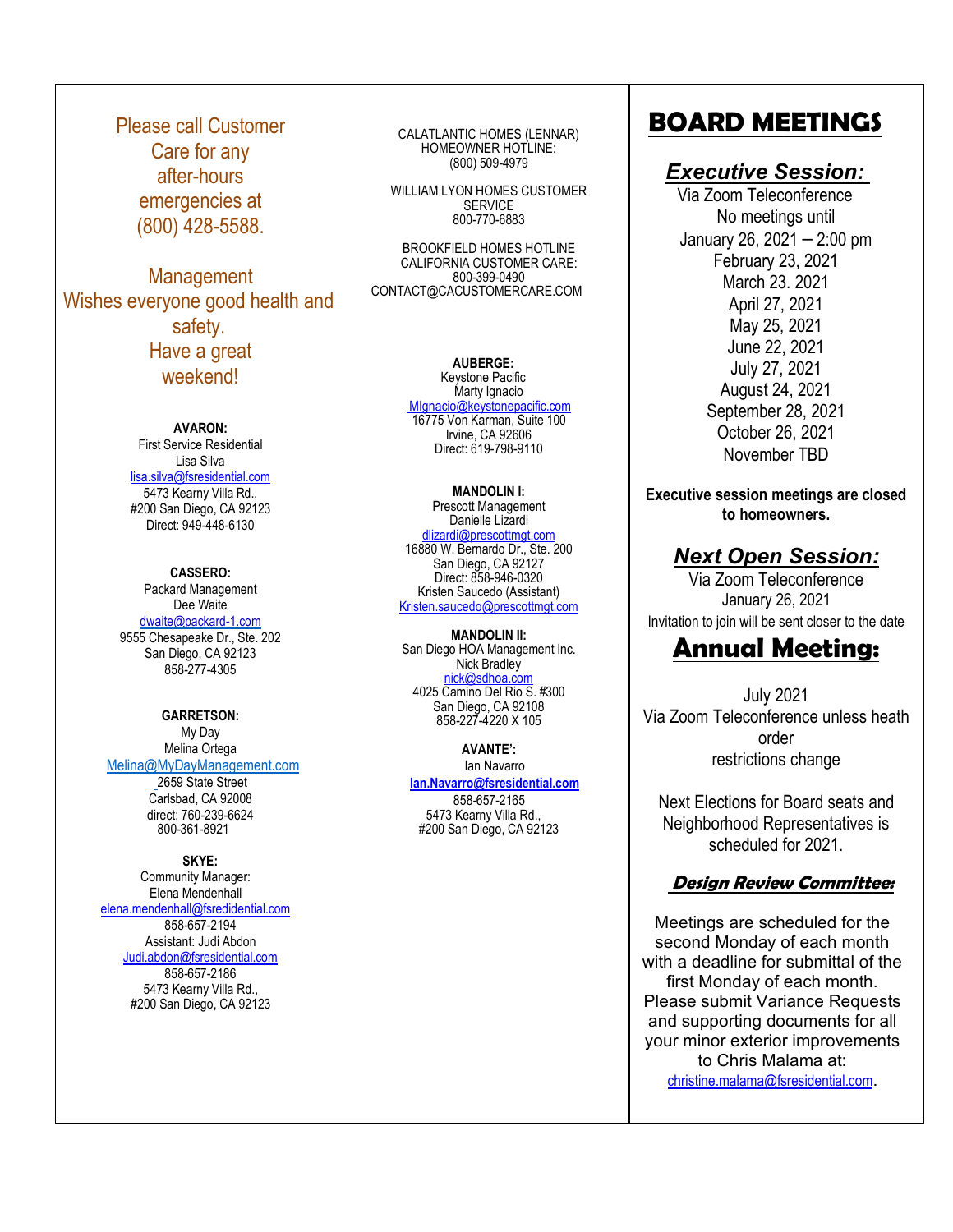Please call Customer Care for any after-hours emergencies at (800) 428-5588.

Management Wishes everyone good health and safety.
Have a great weekend!

**AVARON:**
First Service Residential
Lisa Silva
lisa.silva@fsresidential.com
5473 Kearny Villa Rd.,
#200 San Diego, CA 92123
Direct: 949-448-6130

**CASSERO:**
Packard Management
Dee Waite
dwaite@packard-1.com
9555 Chesapeake Dr., Ste. 202
San Diego, CA 92123
858-277-4305

**GARRETSON:**
My Day
Melina Ortega
Melina@MyDayManagement.com
2659 State Street
Carlsbad, CA 92008
direct: 760-239-6624
800-361-8921

**SKYE:**
Community Manager:
Elena Mendenhall
elena.mendenhall@fsredidential.com
858-657-2194
Assistant: Judi Abdon
Judi.abdon@fsresidential.com
858-657-2186
5473 Kearny Villa Rd.,
#200 San Diego, CA 92123

CALATLANTIC HOMES (LENNAR)
HOMEOWNER HOTLINE:
(800) 509-4979

WILLIAM LYON HOMES CUSTOMER SERVICE
800-770-6883

BROOKFIELD HOMES HOTLINE
CALIFORNIA CUSTOMER CARE:
800-399-0490
CONTACT@CACUSTOMERCARE.COM

**AUBERGE:**
Keystone Pacific
Marty Ignacio
MIgnacio@keystonepacific.com
16775 Von Karman, Suite 100
Irvine, CA 92606
Direct: 619-798-9110

**MANDOLIN I:**
Prescott Management
Danielle Lizardi
dlizardi@prescottmgt.com
16880 W. Bernardo Dr., Ste. 200
San Diego, CA 92127
Direct: 858-946-0320
Kristen Saucedo (Assistant)
Kristen.saucedo@prescottmgt.com

**MANDOLIN II:**
San Diego HOA Management Inc.
Nick Bradley
nick@sdhoa.com
4025 Camino Del Rio S. #300
San Diego, CA 92108
858-227-4220 X 105

**AVANTE':**
Ian Navarro
**Ian.Navarro@fsresidential.com**
858-657-2165
5473 Kearny Villa Rd.,
#200 San Diego, CA 92123

# BOARD MEETINGS

## *Executive Session:*

Via Zoom Teleconference
No meetings until
January 26, 2021 – 2:00 pm
February 23, 2021
March 23. 2021
April 27, 2021
May 25, 2021
June 22, 2021
July 27, 2021
August 24, 2021
September 28, 2021
October 26, 2021
November TBD

**Executive session meetings are closed to homeowners.**

## *Next Open Session:*

Via Zoom Teleconference
January 26, 2021
Invitation to join will be sent closer to the date

## Annual Meeting:

July 2021
Via Zoom Teleconference unless heath order restrictions change

Next Elections for Board seats and Neighborhood Representatives is scheduled for 2021.

### *Design Review Committee:*

Meetings are scheduled for the second Monday of each month with a deadline for submittal of the first Monday of each month. Please submit Variance Requests and supporting documents for all your minor exterior improvements to Chris Malama at: christine.malama@fsresidential.com.